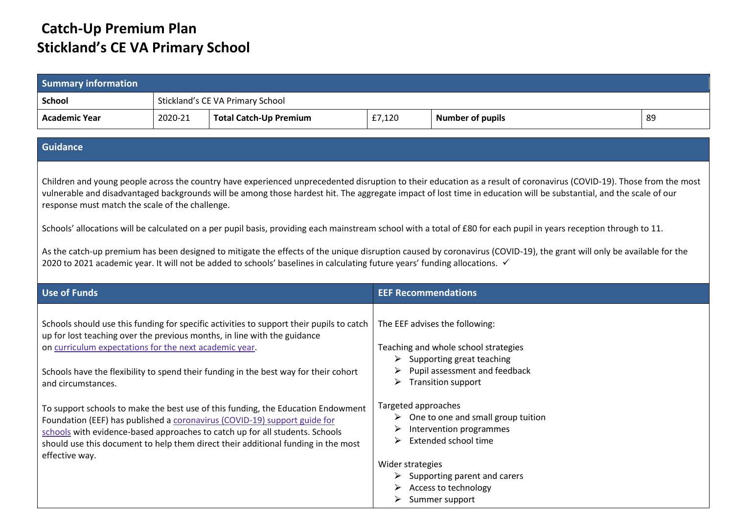# Catch-Up Premium Plan

# Stickland's CE VA Primary School

| Summary information | | | | | |
|---|---|---|---|---|---|
| **School** | Stickland's CE VA Primary School | | | | |
| **Academic Year** | 2020-21 | **Total Catch-Up Premium** | £7,120 | **Number of pupils** | 89 |

## Guidance

Children and young people across the country have experienced unprecedented disruption to their education as a result of coronavirus (COVID-19). Those from the most vulnerable and disadvantaged backgrounds will be among those hardest hit. The aggregate impact of lost time in education will be substantial, and the scale of our response must match the scale of the challenge.

Schools' allocations will be calculated on a per pupil basis, providing each mainstream school with a total of £80 for each pupil in years reception through to 11.

As the catch-up premium has been designed to mitigate the effects of the unique disruption caused by coronavirus (COVID-19), the grant will only be available for the 2020 to 2021 academic year. It will not be added to schools' baselines in calculating future years' funding allocations. ✓

| Use of Funds | EEF Recommendations |
|---|---|
| Schools should use this funding for specific activities to support their pupils to catch up for lost teaching over the previous months, in line with the guidance on curriculum expectations for the next academic year.<br><br>Schools have the flexibility to spend their funding in the best way for their cohort and circumstances.<br><br>To support schools to make the best use of this funding, the Education Endowment Foundation (EEF) has published a coronavirus (COVID-19) support guide for schools with evidence-based approaches to catch up for all students. Schools should use this document to help them direct their additional funding in the most effective way. | The EEF advises the following:<br><br>Teaching and whole school strategies<br>➢ Supporting great teaching<br>➢ Pupil assessment and feedback<br>➢ Transition support<br><br>Targeted approaches<br>➢ One to one and small group tuition<br>➢ Intervention programmes<br>➢ Extended school time<br><br>Wider strategies<br>➢ Supporting parent and carers<br>➢ Access to technology<br>➢ Summer support |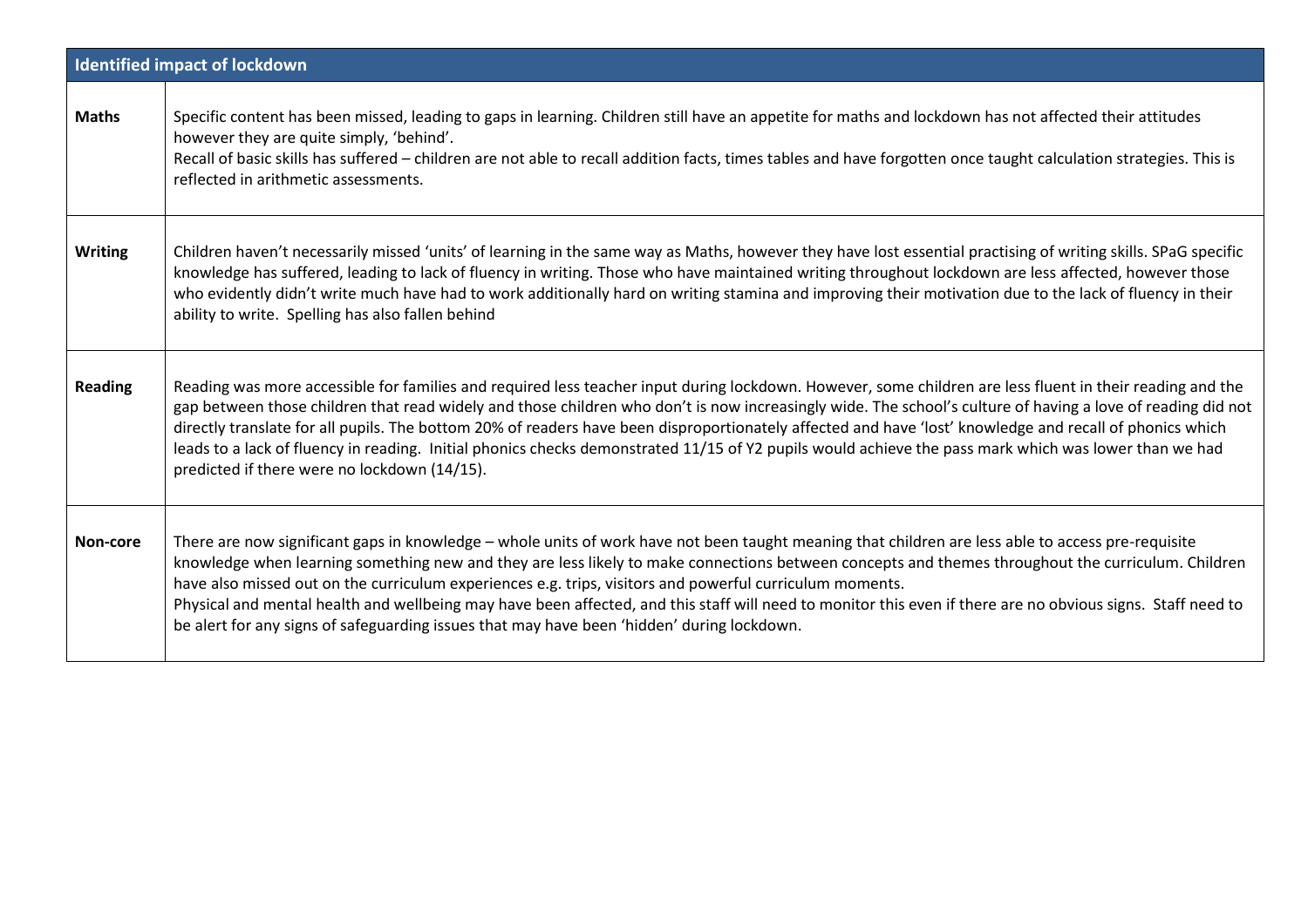| Identified impact of lockdown | |
|---|---|
| **Maths** | Specific content has been missed, leading to gaps in learning. Children still have an appetite for maths and lockdown has not affected their attitudes however they are quite simply, 'behind'.<br>Recall of basic skills has suffered – children are not able to recall addition facts, times tables and have forgotten once taught calculation strategies. This is reflected in arithmetic assessments. |
| **Writing** | Children haven't necessarily missed 'units' of learning in the same way as Maths, however they have lost essential practising of writing skills. SPaG specific knowledge has suffered, leading to lack of fluency in writing. Those who have maintained writing throughout lockdown are less affected, however those who evidently didn't write much have had to work additionally hard on writing stamina and improving their motivation due to the lack of fluency in their ability to write. Spelling has also fallen behind |
| **Reading** | Reading was more accessible for families and required less teacher input during lockdown. However, some children are less fluent in their reading and the gap between those children that read widely and those children who don't is now increasingly wide. The school's culture of having a love of reading did not directly translate for all pupils. The bottom 20% of readers have been disproportionately affected and have 'lost' knowledge and recall of phonics which leads to a lack of fluency in reading. Initial phonics checks demonstrated 11/15 of Y2 pupils would achieve the pass mark which was lower than we had predicted if there were no lockdown (14/15). |
| **Non-core** | There are now significant gaps in knowledge – whole units of work have not been taught meaning that children are less able to access pre-requisite knowledge when learning something new and they are less likely to make connections between concepts and themes throughout the curriculum. Children have also missed out on the curriculum experiences e.g. trips, visitors and powerful curriculum moments.<br>Physical and mental health and wellbeing may have been affected, and this staff will need to monitor this even if there are no obvious signs. Staff need to be alert for any signs of safeguarding issues that may have been 'hidden' during lockdown. |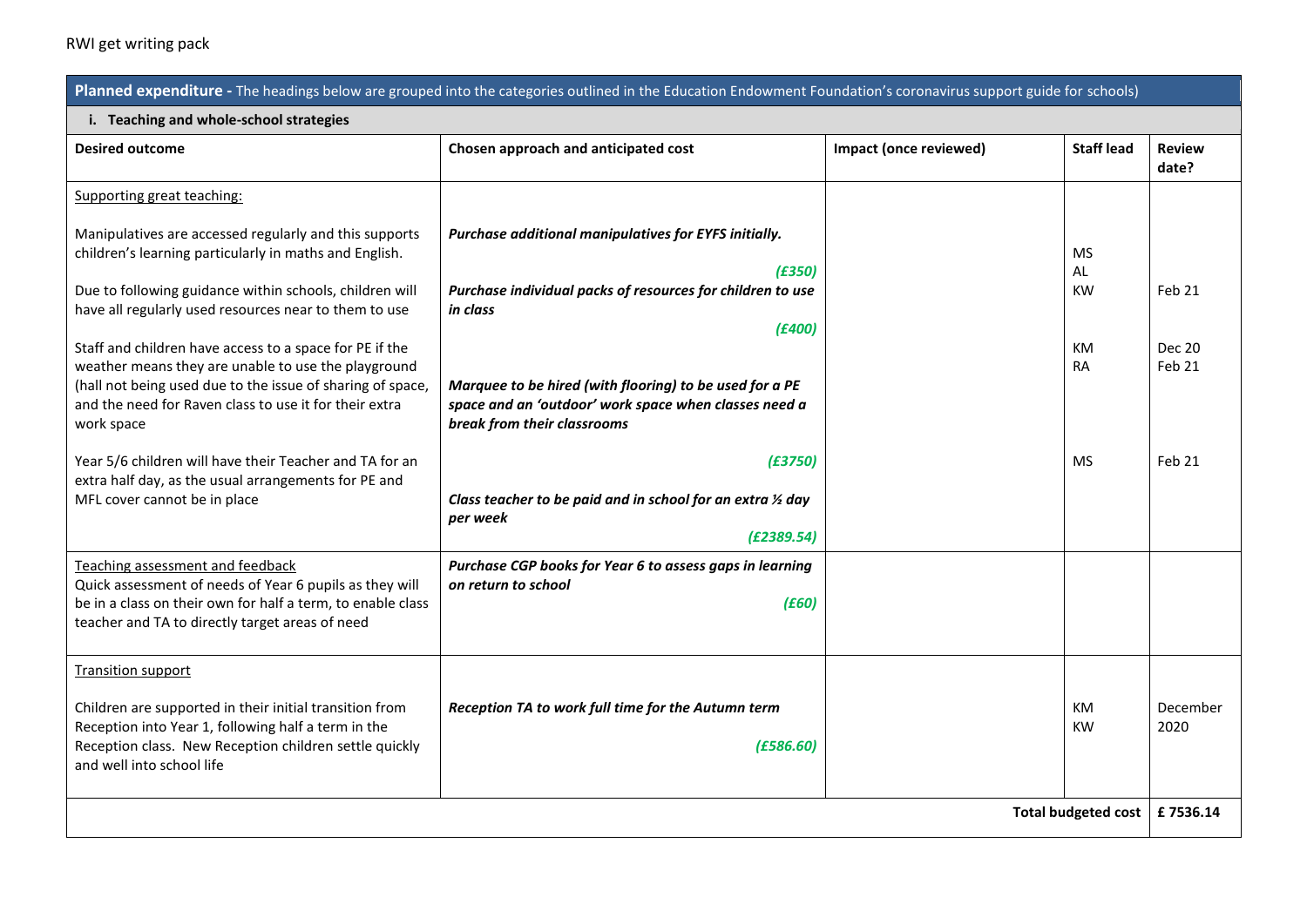RWI get writing pack

| **Planned expenditure -** The headings below are grouped into the categories outlined in the Education Endowment Foundation's coronavirus support guide for schools) | | | | |
|---|---|---|---|---|
| **i. Teaching and whole-school strategies** | | | | |
| **Desired outcome** | **Chosen approach and anticipated cost** | **Impact (once reviewed)** | **Staff lead** | **Review date?** |
| Supporting great teaching:<br><br>Manipulatives are accessed regularly and this supports children's learning particularly in maths and English.<br><br>Due to following guidance within schools, children will have all regularly used resources near to them to use<br><br>Staff and children have access to a space for PE if the weather means they are unable to use the playground (hall not being used due to the issue of sharing of space, and the need for Raven class to use it for their extra work space<br><br>Year 5/6 children will have their Teacher and TA for an extra half day, as the usual arrangements for PE and MFL cover cannot be in place | ***Purchase additional manipulatives for EYFS initially.***<br>***(£350)***<br>***Purchase individual packs of resources for children to use in class***<br>***(£400)***<br><br>***Marquee to be hired (with flooring) to be used for a PE space and an 'outdoor' work space when classes need a break from their classrooms***<br>***(£3750)***<br><br>***Class teacher to be paid and in school for an extra ½ day per week***<br>***(£2389.54)*** | | MS<br>AL<br>KW<br><br>KM<br>RA<br><br>MS | <br><br>Feb 21<br><br>Dec 20<br>Feb 21<br><br>Feb 21 |
| Teaching assessment and feedback<br>Quick assessment of needs of Year 6 pupils as they will be in a class on their own for half a term, to enable class teacher and TA to directly target areas of need | ***Purchase CGP books for Year 6 to assess gaps in learning on return to school***<br>***(£60)*** | | | |
| Transition support<br><br>Children are supported in their initial transition from Reception into Year 1, following half a term in the Reception class. New Reception children settle quickly and well into school life | ***Reception TA to work full time for the Autumn term***<br>***(£586.60)*** | | KM<br>KW | December 2020 |
| | | | **Total budgeted cost** | **£ 7536.14** |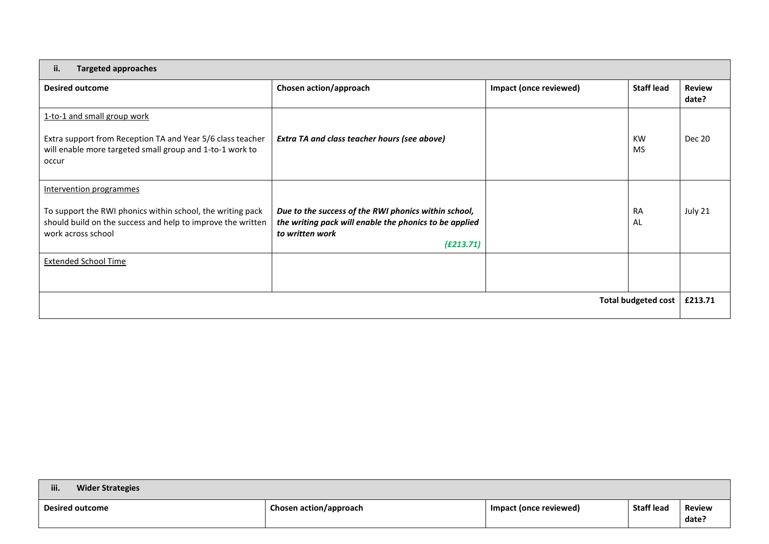| ii. **Targeted approaches** | | | | |
|---|---|---|---|---|
| **Desired outcome** | **Chosen action/approach** | **Impact (once reviewed)** | **Staff lead** | **Review date?** |
| 1-to-1 and small group work<br><br>Extra support from Reception TA and Year 5/6 class teacher will enable more targeted small group and 1-to-1 work to occur | ***Extra TA and class teacher hours (see above)*** | | KW<br>MS | Dec 20 |
| Intervention programmes<br><br>To support the RWI phonics within school, the writing pack should build on the success and help to improve the written work across school | ***Due to the success of the RWI phonics within school, the writing pack will enable the phonics to be applied to written work***<br>***(£213.71)*** | | RA<br>AL | July 21 |
| Extended School Time | | | | |
| | | | **Total budgeted cost** | **£213.71** |

| iii. **Wider Strategies** | | | | |
|---|---|---|---|---|
| **Desired outcome** | **Chosen action/approach** | **Impact (once reviewed)** | **Staff lead** | **Review date?** |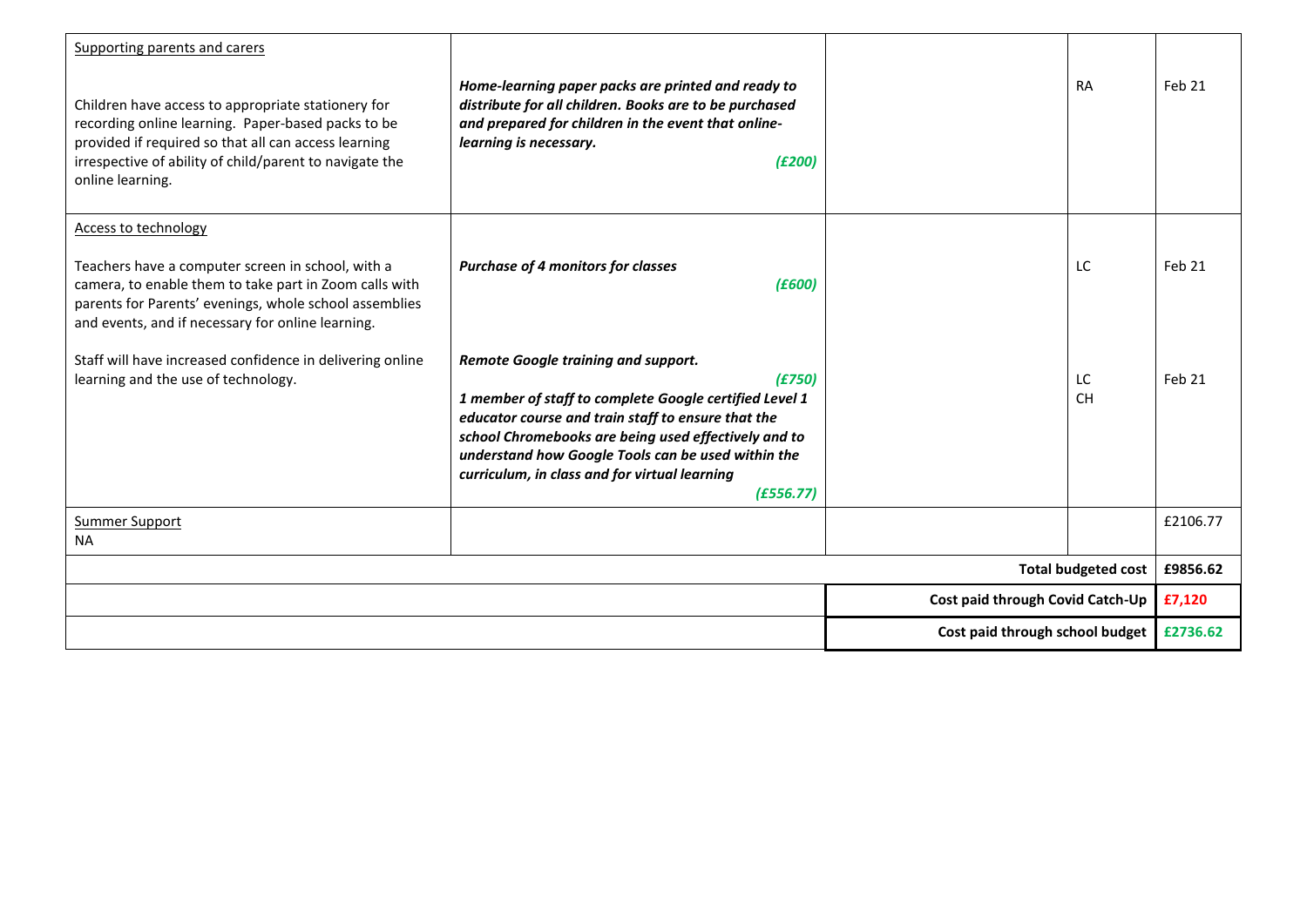| | | | | |
|---|---|---|---|---|
| Supporting parents and carers<br><br>Children have access to appropriate stationery for recording online learning. Paper-based packs to be provided if required so that all can access learning irrespective of ability of child/parent to navigate the online learning. | ***Home-learning paper packs are printed and ready to distribute for all children. Books are to be purchased and prepared for children in the event that online-learning is necessary.***<br>***(£200)*** | | RA | Feb 21 |
| Access to technology<br><br>Teachers have a computer screen in school, with a camera, to enable them to take part in Zoom calls with parents for Parents' evenings, whole school assemblies and events, and if necessary for online learning.<br><br>Staff will have increased confidence in delivering online learning and the use of technology. | ***Purchase of 4 monitors for classes***<br>***(£600)***<br><br>***Remote Google training and support.***<br>***(£750)***<br>***1 member of staff to complete Google certified Level 1 educator course and train staff to ensure that the school Chromebooks are being used effectively and to understand how Google Tools can be used within the curriculum, in class and for virtual learning***<br>***(£556.77)*** | | LC<br><br>LC<br>CH | Feb 21<br><br>Feb 21 |
| Summer Support<br>NA | | | | £2106.77 |
| | | | **Total budgeted cost** | **£9856.62** |
| | | | **Cost paid through Covid Catch-Up** | **£7,120** |
| | | | **Cost paid through school budget** | **£2736.62** |